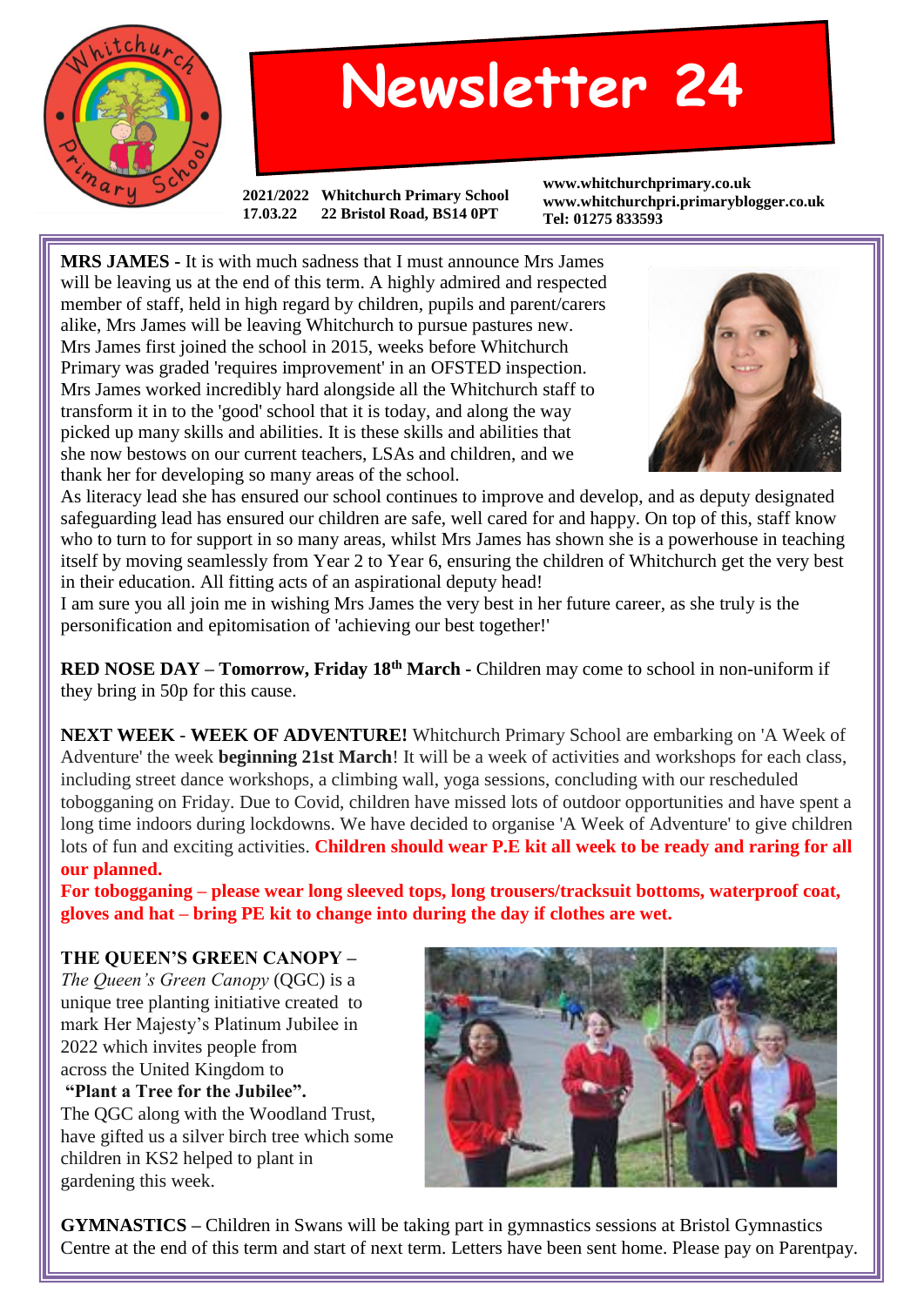# Newsletter 24

**2021/2022 Whitchurch Primary School**
**17.03.22 22 Bristol Road, BS14 0PT**

**www.whitchurchprimary.co.uk**
**www.whitchurchpri.primaryblogger.co.uk**
**Tel: 01275 833593**

**MRS JAMES -** It is with much sadness that I must announce Mrs James will be leaving us at the end of this term. A highly admired and respected member of staff, held in high regard by children, pupils and parent/carers alike, Mrs James will be leaving Whitchurch to pursue pastures new. Mrs James first joined the school in 2015, weeks before Whitchurch Primary was graded 'requires improvement' in an OFSTED inspection. Mrs James worked incredibly hard alongside all the Whitchurch staff to transform it in to the 'good' school that it is today, and along the way picked up many skills and abilities. It is these skills and abilities that she now bestows on our current teachers, LSAs and children, and we thank her for developing so many areas of the school.
As literacy lead she has ensured our school continues to improve and develop, and as deputy designated safeguarding lead has ensured our children are safe, well cared for and happy. On top of this, staff know who to turn to for support in so many areas, whilst Mrs James has shown she is a powerhouse in teaching itself by moving seamlessly from Year 2 to Year 6, ensuring the children of Whitchurch get the very best in their education. All fitting acts of an aspirational deputy head!
I am sure you all join me in wishing Mrs James the very best in her future career, as she truly is the personification and epitomisation of 'achieving our best together!'

**RED NOSE DAY – Tomorrow, Friday 18th March -** Children may come to school in non-uniform if they bring in 50p for this cause.

**NEXT WEEK - WEEK OF ADVENTURE!** Whitchurch Primary School are embarking on 'A Week of Adventure' the week **beginning 21st March**! It will be a week of activities and workshops for each class, including street dance workshops, a climbing wall, yoga sessions, concluding with our rescheduled tobogganing on Friday. Due to Covid, children have missed lots of outdoor opportunities and have spent a long time indoors during lockdowns. We have decided to organise 'A Week of Adventure' to give children lots of fun and exciting activities. **Children should wear P.E kit all week to be ready and raring for all our planned.**
**For tobogganing – please wear long sleeved tops, long trousers/tracksuit bottoms, waterproof coat, gloves and hat – bring PE kit to change into during the day if clothes are wet.**

**THE QUEEN'S GREEN CANOPY –**
*The Queen's Green Canopy* (QGC) is a unique tree planting initiative created to mark Her Majesty's Platinum Jubilee in 2022 which invites people from across the United Kingdom to
**"Plant a Tree for the Jubilee".**
The QGC along with the Woodland Trust, have gifted us a silver birch tree which some children in KS2 helped to plant in gardening this week.

**GYMNASTICS –** Children in Swans will be taking part in gymnastics sessions at Bristol Gymnastics Centre at the end of this term and start of next term. Letters have been sent home. Please pay on Parentpay.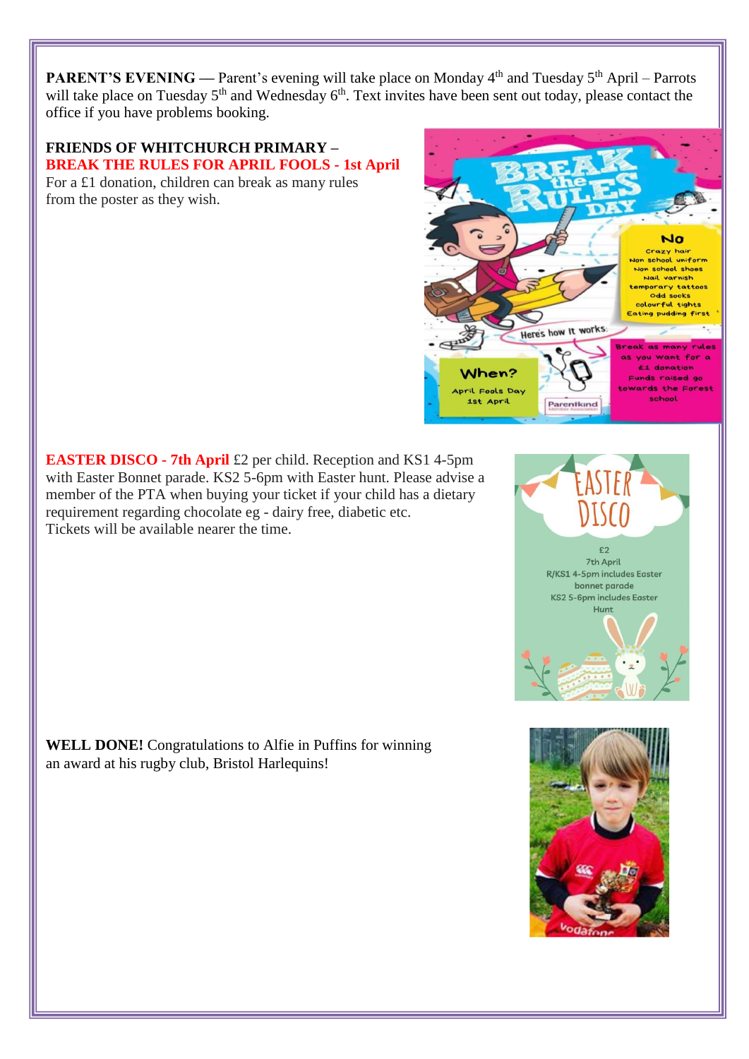**PARENT'S EVENING —** Parent's evening will take place on Monday 4th and Tuesday 5th April – Parrots will take place on Tuesday 5th and Wednesday 6th. Text invites have been sent out today, please contact the office if you have problems booking.

**FRIENDS OF WHITCHURCH PRIMARY –**
**BREAK THE RULES FOR APRIL FOOLS - 1st April**
For a £1 donation, children can break as many rules from the poster as they wish.

**EASTER DISCO - 7th April** £2 per child. Reception and KS1 4-5pm with Easter Bonnet parade. KS2 5-6pm with Easter hunt. Please advise a member of the PTA when buying your ticket if your child has a dietary requirement regarding chocolate eg - dairy free, diabetic etc.
Tickets will be available nearer the time.

**WELL DONE!** Congratulations to Alfie in Puffins for winning an award at his rugby club, Bristol Harlequins!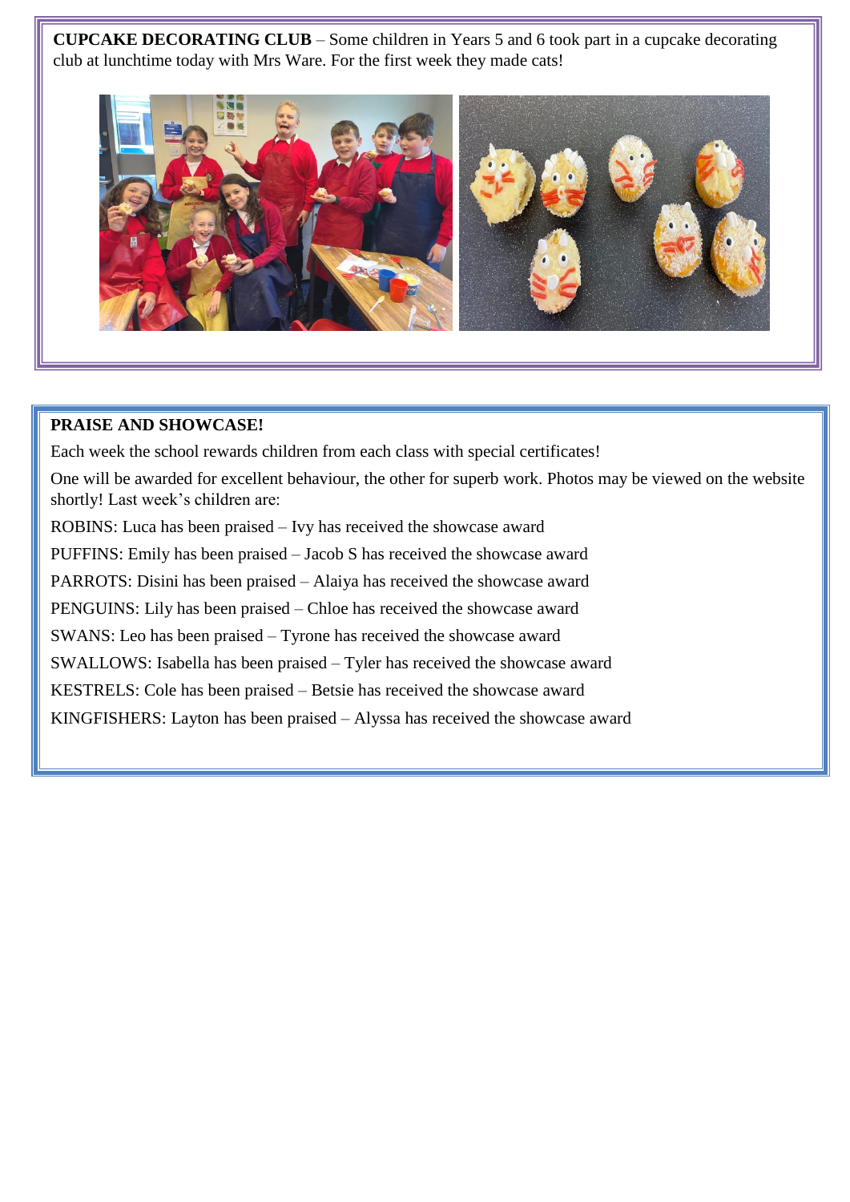**CUPCAKE DECORATING CLUB** – Some children in Years 5 and 6 took part in a cupcake decorating club at lunchtime today with Mrs Ware. For the first week they made cats!

**PRAISE AND SHOWCASE!**

Each week the school rewards children from each class with special certificates!

One will be awarded for excellent behaviour, the other for superb work. Photos may be viewed on the website shortly! Last week's children are:

ROBINS: Luca has been praised – Ivy has received the showcase award

PUFFINS: Emily has been praised – Jacob S has received the showcase award

PARROTS: Disini has been praised – Alaiya has received the showcase award

PENGUINS: Lily has been praised – Chloe has received the showcase award

SWANS: Leo has been praised – Tyrone has received the showcase award

SWALLOWS: Isabella has been praised – Tyler has received the showcase award

KESTRELS: Cole has been praised – Betsie has received the showcase award

KINGFISHERS: Layton has been praised – Alyssa has received the showcase award